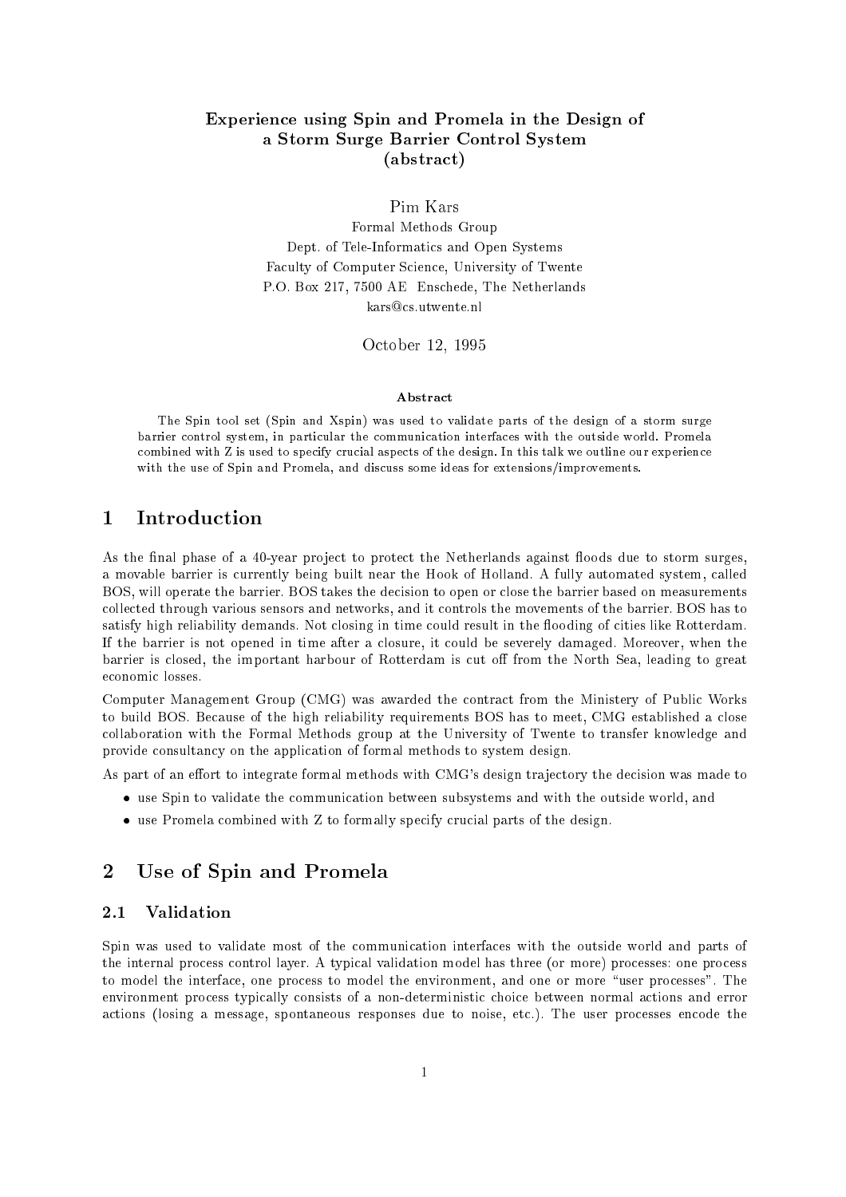# Experience using Spin and Promela in the Design of a Storm Surge Barrier Control System (abstract)

Pim Kars
Formal Methods Group
Dept. of Tele-Informatics and Open Systems
Faculty of Computer Science, University of Twente
P.O. Box 217, 7500 AE Enschede, The Netherlands
kars@cs.utwente.nl

October 12, 1995

### Abstract

The Spin tool set (Spin and Xspin) was used to validate parts of the design of a storm surge barrier control system, in particular the communication interfaces with the outside world. Promela combined with Z is used to specify crucial aspects of the design. In this talk we outline our experience with the use of Spin and Promela, and discuss some ideas for extensions/improvements.

## 1 Introduction

As the final phase of a 40-year project to protect the Netherlands against floods due to storm surges, a movable barrier is currently being built near the Hook of Holland. A fully automated system, called BOS, will operate the barrier. BOS takes the decision to open or close the barrier based on measurements collected through various sensors and networks, and it controls the movements of the barrier. BOS has to satisfy high reliability demands. Not closing in time could result in the flooding of cities like Rotterdam. If the barrier is not opened in time after a closure, it could be severely damaged. Moreover, when the barrier is closed, the important harbour of Rotterdam is cut off from the North Sea, leading to great economic losses.

Computer Management Group (CMG) was awarded the contract from the Ministery of Public Works to build BOS. Because of the high reliability requirements BOS has to meet, CMG established a close collaboration with the Formal Methods group at the University of Twente to transfer knowledge and provide consultancy on the application of formal methods to system design.

As part of an effort to integrate formal methods with CMG's design trajectory the decision was made to

- use Spin to validate the communication between subsystems and with the outside world, and
- use Promela combined with Z to formally specify crucial parts of the design.

## 2 Use of Spin and Promela

### 2.1 Validation

Spin was used to validate most of the communication interfaces with the outside world and parts of the internal process control layer. A typical validation model has three (or more) processes: one process to model the interface, one process to model the environment, and one or more "user processes". The environment process typically consists of a non-deterministic choice between normal actions and error actions (losing a message, spontaneous responses due to noise, etc.). The user processes encode the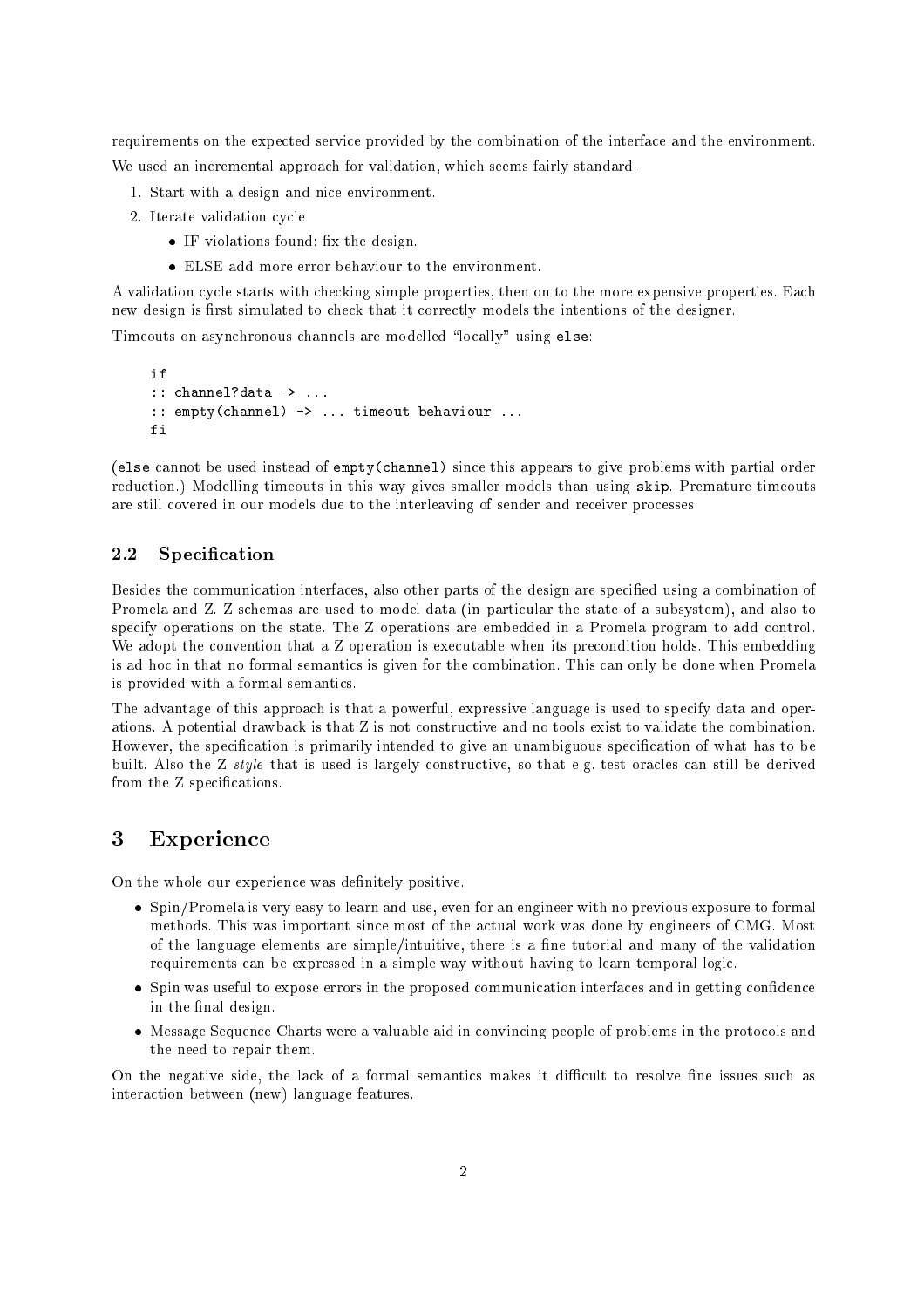requirements on the expected service provided by the combination of the interface and the environment.

We used an incremental approach for validation, which seems fairly standard.

1. Start with a design and nice environment.
2. Iterate validation cycle
   - IF violations found: fix the design.
   - ELSE add more error behaviour to the environment.

A validation cycle starts with checking simple properties, then on to the more expensive properties. Each new design is first simulated to check that it correctly models the intentions of the designer.

Timeouts on asynchronous channels are modelled "locally" using `else`:

```
if
:: channel?data -> ...
:: empty(channel) -> ... timeout behaviour ...
fi
```

(`else` cannot be used instead of `empty(channel)` since this appears to give problems with partial order reduction.) Modelling timeouts in this way gives smaller models than using `skip`. Premature timeouts are still covered in our models due to the interleaving of sender and receiver processes.

### 2.2 Specification

Besides the communication interfaces, also other parts of the design are specified using a combination of Promela and Z. Z schemas are used to model data (in particular the state of a subsystem), and also to specify operations on the state. The Z operations are embedded in a Promela program to add control. We adopt the convention that a Z operation is executable when its precondition holds. This embedding is ad hoc in that no formal semantics is given for the combination. This can only be done when Promela is provided with a formal semantics.

The advantage of this approach is that a powerful, expressive language is used to specify data and operations. A potential drawback is that Z is not constructive and no tools exist to validate the combination. However, the specification is primarily intended to give an unambiguous specification of what has to be built. Also the Z *style* that is used is largely constructive, so that e.g. test oracles can still be derived from the Z specifications.

## 3 Experience

On the whole our experience was definitely positive.

- Spin/Promela is very easy to learn and use, even for an engineer with no previous exposure to formal methods. This was important since most of the actual work was done by engineers of CMG. Most of the language elements are simple/intuitive, there is a fine tutorial and many of the validation requirements can be expressed in a simple way without having to learn temporal logic.
- Spin was useful to expose errors in the proposed communication interfaces and in getting confidence in the final design.
- Message Sequence Charts were a valuable aid in convincing people of problems in the protocols and the need to repair them.

On the negative side, the lack of a formal semantics makes it difficult to resolve fine issues such as interaction between (new) language features.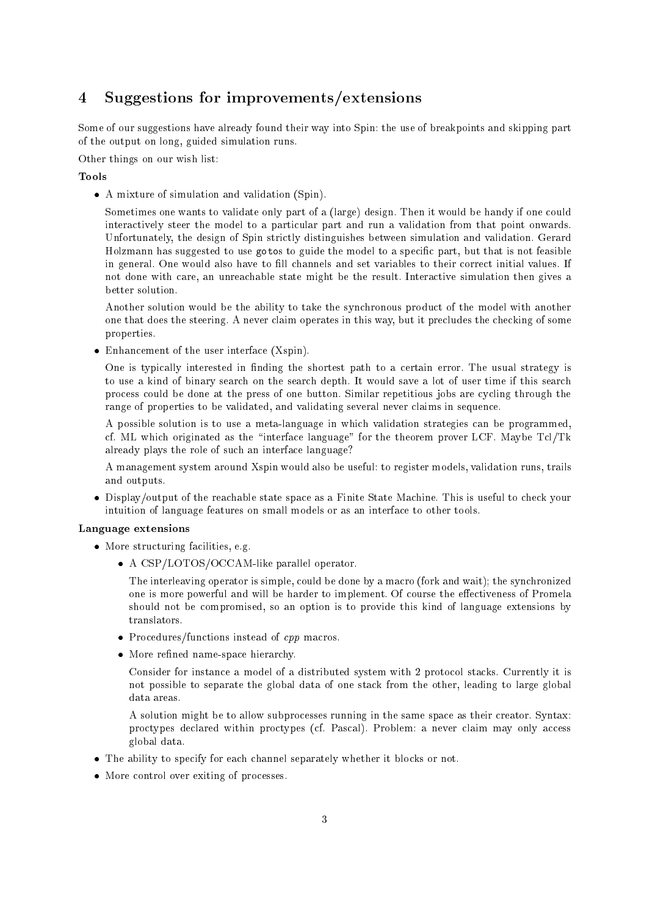## 4 Suggestions for improvements/extensions

Some of our suggestions have already found their way into Spin: the use of breakpoints and skipping part of the output on long, guided simulation runs.

Other things on our wish list:

**Tools**

- A mixture of simulation and validation (Spin).

  Sometimes one wants to validate only part of a (large) design. Then it would be handy if one could interactively steer the model to a particular part and run a validation from that point onwards. Unfortunately, the design of Spin strictly distinguishes between simulation and validation. Gerard Holzmann has suggested to use `goto`s to guide the model to a specific part, but that is not feasible in general. One would also have to fill channels and set variables to their correct initial values. If not done with care, an unreachable state might be the result. Interactive simulation then gives a better solution.

  Another solution would be the ability to take the synchronous product of the model with another one that does the steering. A never claim operates in this way, but it precludes the checking of some properties.

- Enhancement of the user interface (Xspin).

  One is typically interested in finding the shortest path to a certain error. The usual strategy is to use a kind of binary search on the search depth. It would save a lot of user time if this search process could be done at the press of one button. Similar repetitious jobs are cycling through the range of properties to be validated, and validating several never claims in sequence.

  A possible solution is to use a meta-language in which validation strategies can be programmed, cf. ML which originated as the "interface language" for the theorem prover LCF. Maybe Tcl/Tk already plays the role of such an interface language?

  A management system around Xspin would also be useful: to register models, validation runs, trails and outputs.

- Display/output of the reachable state space as a Finite State Machine. This is useful to check your intuition of language features on small models or as an interface to other tools.

**Language extensions**

- More structuring facilities, e.g.
  - A CSP/LOTOS/OCCAM-like parallel operator.

    The interleaving operator is simple, could be done by a macro (fork and wait); the synchronized one is more powerful and will be harder to implement. Of course the effectiveness of Promela should not be compromised, so an option is to provide this kind of language extensions by translators.

  - Procedures/functions instead of *cpp* macros.
  - More refined name-space hierarchy.

    Consider for instance a model of a distributed system with 2 protocol stacks. Currently it is not possible to separate the global data of one stack from the other, leading to large global data areas.

    A solution might be to allow subprocesses running in the same space as their creator. Syntax: proctypes declared within proctypes (cf. Pascal). Problem: a never claim may only access global data.

- The ability to specify for each channel separately whether it blocks or not.
- More control over exiting of processes.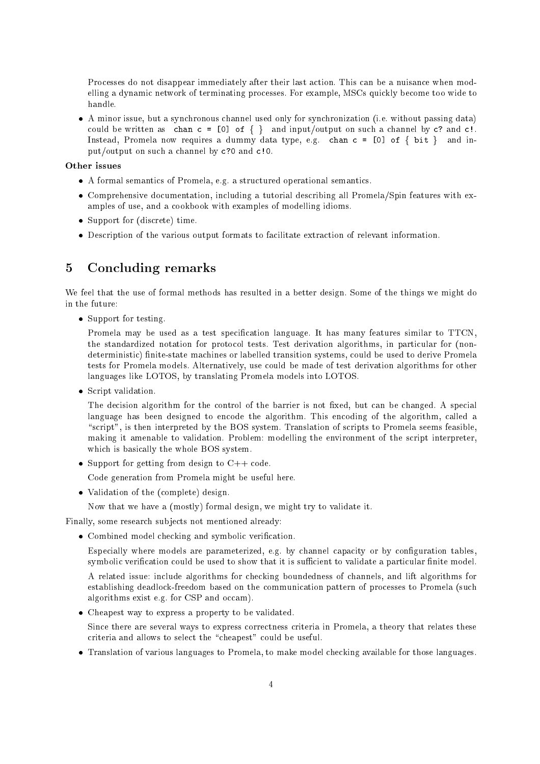Processes do not disappear immediately after their last action. This can be a nuisance when modelling a dynamic network of terminating processes. For example, MSCs quickly become too wide to handle.

- A minor issue, but a synchronous channel used only for synchronization (i.e. without passing data) could be written as `chan c = [0] of { }` and input/output on such a channel by `c?` and `c!`. Instead, Promela now requires a dummy data type, e.g. `chan c = [0] of { bit }` and input/output on such a channel by `c?0` and `c!0`.

**Other issues**

- A formal semantics of Promela, e.g. a structured operational semantics.
- Comprehensive documentation, including a tutorial describing all Promela/Spin features with examples of use, and a cookbook with examples of modelling idioms.
- Support for (discrete) time.
- Description of the various output formats to facilitate extraction of relevant information.

## 5 Concluding remarks

We feel that the use of formal methods has resulted in a better design. Some of the things we might do in the future:

- Support for testing.

  Promela may be used as a test specification language. It has many features similar to TTCN, the standardized notation for protocol tests. Test derivation algorithms, in particular for (non-deterministic) finite-state machines or labelled transition systems, could be used to derive Promela tests for Promela models. Alternatively, use could be made of test derivation algorithms for other languages like LOTOS, by translating Promela models into LOTOS.

- Script validation.

  The decision algorithm for the control of the barrier is not fixed, but can be changed. A special language has been designed to encode the algorithm. This encoding of the algorithm, called a "script", is then interpreted by the BOS system. Translation of scripts to Promela seems feasible, making it amenable to validation. Problem: modelling the environment of the script interpreter, which is basically the whole BOS system.

- Support for getting from design to C++ code.

  Code generation from Promela might be useful here.

- Validation of the (complete) design.

  Now that we have a (mostly) formal design, we might try to validate it.

Finally, some research subjects not mentioned already:

- Combined model checking and symbolic verification.

  Especially where models are parameterized, e.g. by channel capacity or by configuration tables, symbolic verification could be used to show that it is sufficient to validate a particular finite model.

  A related issue: include algorithms for checking boundedness of channels, and lift algorithms for establishing deadlock-freedom based on the communication pattern of processes to Promela (such algorithms exist e.g. for CSP and occam).

- Cheapest way to express a property to be validated.

  Since there are several ways to express correctness criteria in Promela, a theory that relates these criteria and allows to select the "cheapest" could be useful.

- Translation of various languages to Promela, to make model checking available for those languages.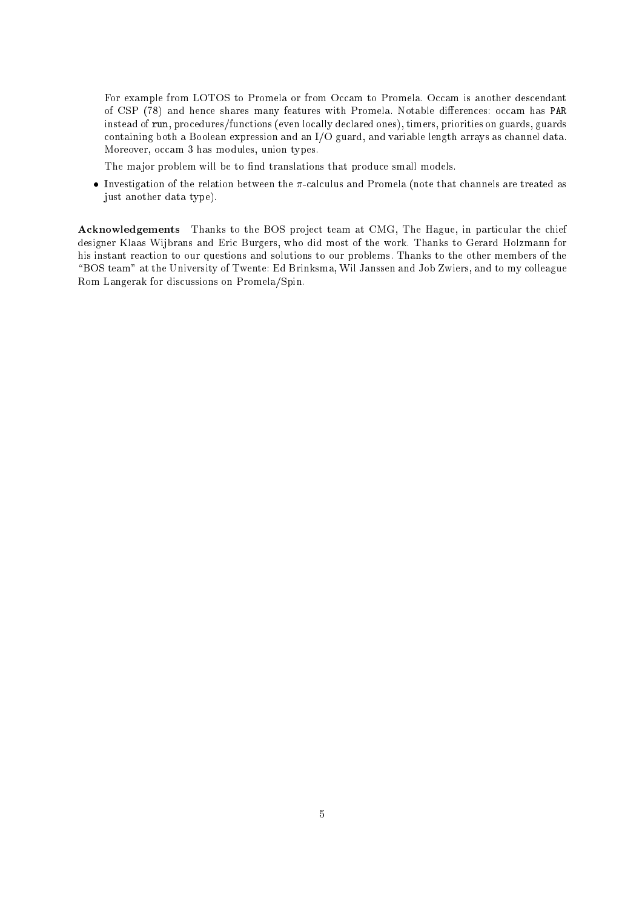For example from LOTOS to Promela or from Occam to Promela. Occam is another descendant of CSP (78) and hence shares many features with Promela. Notable differences: occam has `PAR` instead of **run**, procedures/functions (even locally declared ones), timers, priorities on guards, guards containing both a Boolean expression and an I/O guard, and variable length arrays as channel data. Moreover, occam 3 has modules, union types.

The major problem will be to find translations that produce small models.

- Investigation of the relation between the $\pi$-calculus and Promela (note that channels are treated as just another data type).

**Acknowledgements** Thanks to the BOS project team at CMG, The Hague, in particular the chief designer Klaas Wijbrans and Eric Burgers, who did most of the work. Thanks to Gerard Holzmann for his instant reaction to our questions and solutions to our problems. Thanks to the other members of the "BOS team" at the University of Twente: Ed Brinksma, Wil Janssen and Job Zwiers, and to my colleague Rom Langerak for discussions on Promela/Spin.